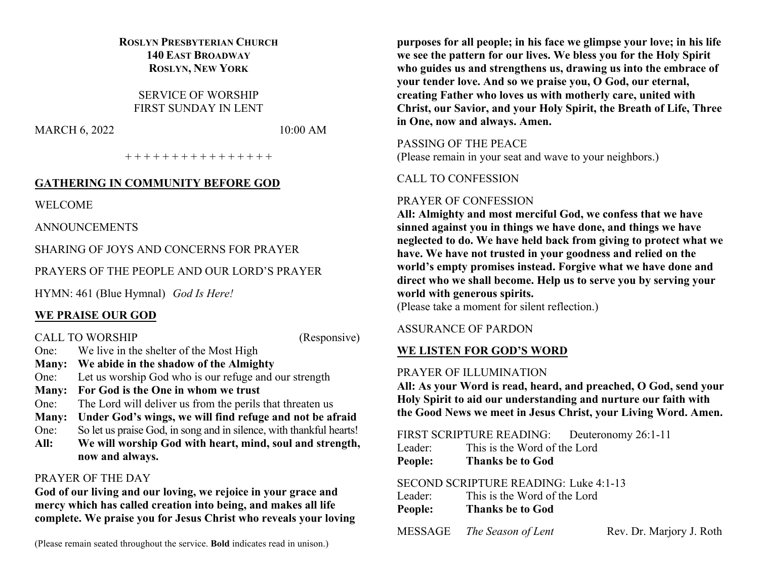**ROSLYN PRESBYTERIAN CHURCH**
**140 EAST BROADWAY**
**ROSLYN, NEW YORK**

SERVICE OF WORSHIP
FIRST SUNDAY IN LENT

MARCH 6, 2022 10:00 AM

\+ + + + + + + + + + + + + + + +

## GATHERING IN COMMUNITY BEFORE GOD

WELCOME

ANNOUNCEMENTS

SHARING OF JOYS AND CONCERNS FOR PRAYER

PRAYERS OF THE PEOPLE AND OUR LORD'S PRAYER

HYMN: 461 (Blue Hymnal) *God Is Here!*

## WE PRAISE OUR GOD

CALL TO WORSHIP (Responsive)

One: We live in the shelter of the Most High
**Many: We abide in the shadow of the Almighty**
One: Let us worship God who is our refuge and our strength
**Many: For God is the One in whom we trust**
One: The Lord will deliver us from the perils that threaten us
**Many: Under God's wings, we will find refuge and not be afraid**
One: So let us praise God, in song and in silence, with thankful hearts!
**All: We will worship God with heart, mind, soul and strength, now and always.**

PRAYER OF THE DAY

**God of our living and our loving, we rejoice in your grace and mercy which has called creation into being, and makes all life complete. We praise you for Jesus Christ who reveals your loving purposes for all people; in his face we glimpse your love; in his life we see the pattern for our lives. We bless you for the Holy Spirit who guides us and strengthens us, drawing us into the embrace of your tender love. And so we praise you, O God, our eternal, creating Father who loves us with motherly care, united with Christ, our Savior, and your Holy Spirit, the Breath of Life, Three in One, now and always. Amen.**

(Please remain seated throughout the service. **Bold** indicates read in unison.)

PASSING OF THE PEACE
(Please remain in your seat and wave to your neighbors.)

CALL TO CONFESSION

PRAYER OF CONFESSION

**All: Almighty and most merciful God, we confess that we have sinned against you in things we have done, and things we have neglected to do. We have held back from giving to protect what we have. We have not trusted in your goodness and relied on the world's empty promises instead. Forgive what we have done and direct who we shall become. Help us to serve you by serving your world with generous spirits.**

(Please take a moment for silent reflection.)

ASSURANCE OF PARDON

## WE LISTEN FOR GOD'S WORD

PRAYER OF ILLUMINATION

**All: As your Word is read, heard, and preached, O God, send your Holy Spirit to aid our understanding and nurture our faith with the Good News we meet in Jesus Christ, your Living Word. Amen.**

FIRST SCRIPTURE READING: Deuteronomy 26:1-11
Leader: This is the Word of the Lord
**People: Thanks be to God**

SECOND SCRIPTURE READING: Luke 4:1-13
Leader: This is the Word of the Lord
**People: Thanks be to God**

MESSAGE *The Season of Lent* Rev. Dr. Marjory J. Roth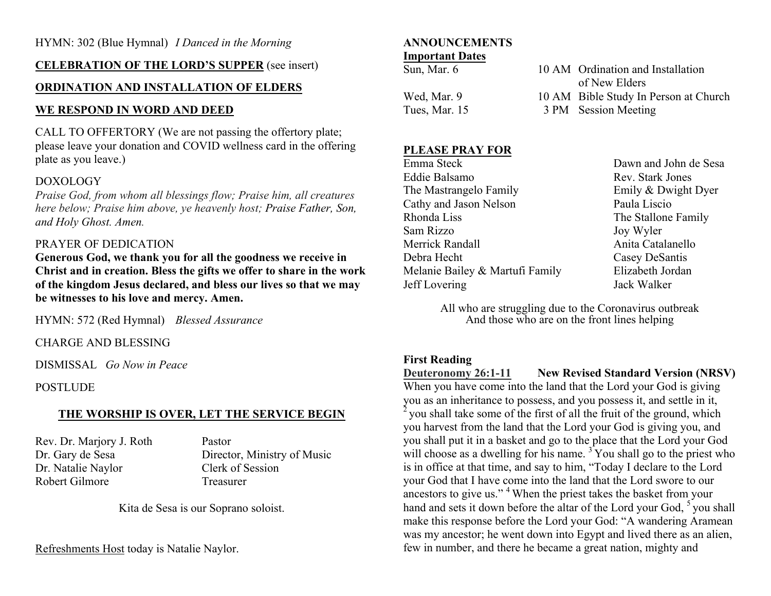HYMN: 302 (Blue Hymnal) *I Danced in the Morning*

**CELEBRATION OF THE LORD'S SUPPER** (see insert)

**ORDINATION AND INSTALLATION OF ELDERS**

**WE RESPOND IN WORD AND DEED**

CALL TO OFFERTORY (We are not passing the offertory plate; please leave your donation and COVID wellness card in the offering plate as you leave.)

DOXOLOGY

*Praise God, from whom all blessings flow; Praise him, all creatures here below; Praise him above, ye heavenly host; Praise Father, Son, and Holy Ghost. Amen.*

PRAYER OF DEDICATION

**Generous God, we thank you for all the goodness we receive in Christ and in creation. Bless the gifts we offer to share in the work of the kingdom Jesus declared, and bless our lives so that we may be witnesses to his love and mercy. Amen.**

HYMN: 572 (Red Hymnal) *Blessed Assurance*

CHARGE AND BLESSING

DISMISSAL *Go Now in Peace*

POSTLUDE

**THE WORSHIP IS OVER, LET THE SERVICE BEGIN**

| | |
|---|---|
| Rev. Dr. Marjory J. Roth | Pastor |
| Dr. Gary de Sesa | Director, Ministry of Music |
| Dr. Natalie Naylor | Clerk of Session |
| Robert Gilmore | Treasurer |

Kita de Sesa is our Soprano soloist.

Refreshments Host today is Natalie Naylor.

**ANNOUNCEMENTS**

**Important Dates**

| | | |
|---|---|---|
| Sun, Mar. 6 | 10 AM | Ordination and Installation of New Elders |
| Wed, Mar. 9 | 10 AM | Bible Study In Person at Church |
| Tues, Mar. 15 | 3 PM | Session Meeting |

**PLEASE PRAY FOR**

| | |
|---|---|
| Emma Steck | Dawn and John de Sesa |
| Eddie Balsamo | Rev. Stark Jones |
| The Mastrangelo Family | Emily & Dwight Dyer |
| Cathy and Jason Nelson | Paula Liscio |
| Rhonda Liss | The Stallone Family |
| Sam Rizzo | Joy Wyler |
| Merrick Randall | Anita Catalanello |
| Debra Hecht | Casey DeSantis |
| Melanie Bailey & Martufi Family | Elizabeth Jordan |
| Jeff Lovering | Jack Walker |

All who are struggling due to the Coronavirus outbreak
And those who are on the front lines helping

**First Reading**

**Deuteronomy 26:1-11** **New Revised Standard Version (NRSV)**

When you have come into the land that the Lord your God is giving you as an inheritance to possess, and you possess it, and settle in it, [2] you shall take some of the first of all the fruit of the ground, which you harvest from the land that the Lord your God is giving you, and you shall put it in a basket and go to the place that the Lord your God will choose as a dwelling for his name. [3] You shall go to the priest who is in office at that time, and say to him, "Today I declare to the Lord your God that I have come into the land that the Lord swore to our ancestors to give us." [4] When the priest takes the basket from your hand and sets it down before the altar of the Lord your God, [5] you shall make this response before the Lord your God: "A wandering Aramean was my ancestor; he went down into Egypt and lived there as an alien, few in number, and there he became a great nation, mighty and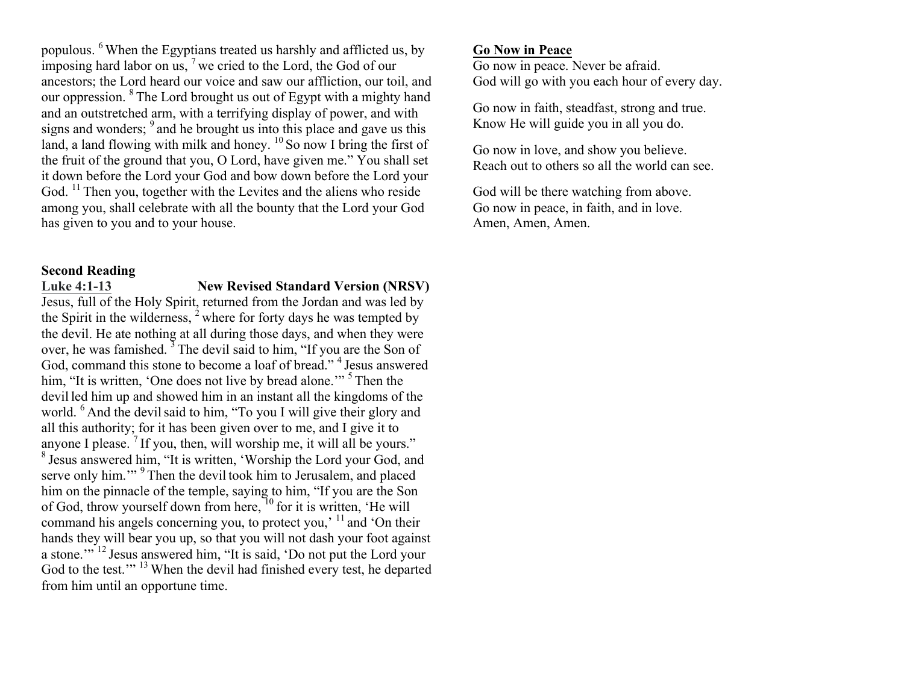populous. [6] When the Egyptians treated us harshly and afflicted us, by imposing hard labor on us, [7] we cried to the Lord, the God of our ancestors; the Lord heard our voice and saw our affliction, our toil, and our oppression. [8] The Lord brought us out of Egypt with a mighty hand and an outstretched arm, with a terrifying display of power, and with signs and wonders; [9] and he brought us into this place and gave us this land, a land flowing with milk and honey. [10] So now I bring the first of the fruit of the ground that you, O Lord, have given me." You shall set it down before the Lord your God and bow down before the Lord your God. [11] Then you, together with the Levites and the aliens who reside among you, shall celebrate with all the bounty that the Lord your God has given to you and to your house.

**Second Reading**

<u>**Luke 4:1-13**</u> **New Revised Standard Version (NRSV)**

Jesus, full of the Holy Spirit, returned from the Jordan and was led by the Spirit in the wilderness, [2] where for forty days he was tempted by the devil. He ate nothing at all during those days, and when they were over, he was famished. [3] The devil said to him, "If you are the Son of God, command this stone to become a loaf of bread." [4] Jesus answered him, "It is written, 'One does not live by bread alone.'" [5] Then the devil led him up and showed him in an instant all the kingdoms of the world. [6] And the devil said to him, "To you I will give their glory and all this authority; for it has been given over to me, and I give it to anyone I please. [7] If you, then, will worship me, it will all be yours." [8] Jesus answered him, "It is written, 'Worship the Lord your God, and serve only him.'" [9] Then the devil took him to Jerusalem, and placed him on the pinnacle of the temple, saying to him, "If you are the Son of God, throw yourself down from here, [10] for it is written, 'He will command his angels concerning you, to protect you,' [11] and 'On their hands they will bear you up, so that you will not dash your foot against a stone.'" [12] Jesus answered him, "It is said, 'Do not put the Lord your God to the test.'" [13] When the devil had finished every test, he departed from him until an opportune time.

<u>**Go Now in Peace**</u>

Go now in peace. Never be afraid.
God will go with you each hour of every day.

Go now in faith, steadfast, strong and true.
Know He will guide you in all you do.

Go now in love, and show you believe.
Reach out to others so all the world can see.

God will be there watching from above.
Go now in peace, in faith, and in love.
Amen, Amen, Amen.